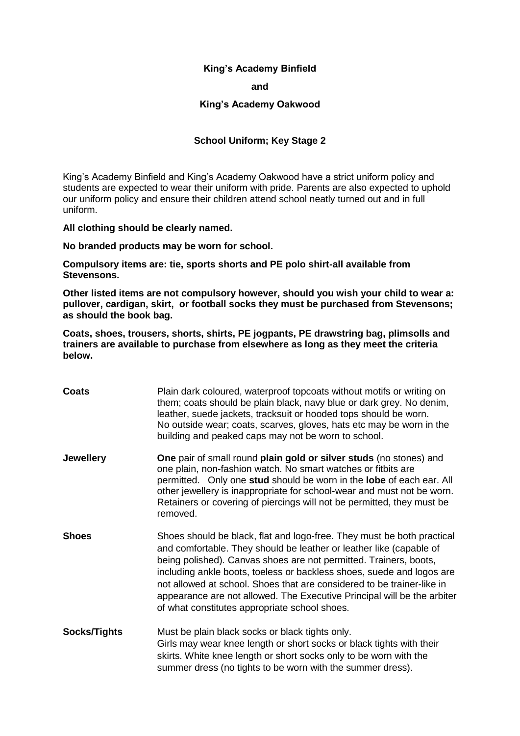# King's Academy Binfield

**and**

# King's Academy Oakwood

## School Uniform; Key Stage 2

King's Academy Binfield and King's Academy Oakwood have a strict uniform policy and students are expected to wear their uniform with pride. Parents are also expected to uphold our uniform policy and ensure their children attend school neatly turned out and in full uniform.

**All clothing should be clearly named.**

**No branded products may be worn for school.**

**Compulsory items are: tie, sports shorts and PE polo shirt-all available from Stevensons.**

**Other listed items are not compulsory however, should you wish your child to wear a: pullover, cardigan, skirt, or football socks they must be purchased from Stevensons; as should the book bag.**

**Coats, shoes, trousers, shorts, shirts, PE jogpants, PE drawstring bag, plimsolls and trainers are available to purchase from elsewhere as long as they meet the criteria below.**

| | |
|---|---|
| **Coats** | Plain dark coloured, waterproof topcoats without motifs or writing on them; coats should be plain black, navy blue or dark grey. No denim, leather, suede jackets, tracksuit or hooded tops should be worn. No outside wear; coats, scarves, gloves, hats etc may be worn in the building and peaked caps may not be worn to school. |
| **Jewellery** | **One** pair of small round **plain gold or silver studs** (no stones) and one plain, non-fashion watch. No smart watches or fitbits are permitted. Only one **stud** should be worn in the **lobe** of each ear. All other jewellery is inappropriate for school-wear and must not be worn. Retainers or covering of piercings will not be permitted, they must be removed. |
| **Shoes** | Shoes should be black, flat and logo-free. They must be both practical and comfortable. They should be leather or leather like (capable of being polished). Canvas shoes are not permitted. Trainers, boots, including ankle boots, toeless or backless shoes, suede and logos are not allowed at school. Shoes that are considered to be trainer-like in appearance are not allowed. The Executive Principal will be the arbiter of what constitutes appropriate school shoes. |
| **Socks/Tights** | Must be plain black socks or black tights only. Girls may wear knee length or short socks or black tights with their skirts. White knee length or short socks only to be worn with the summer dress (no tights to be worn with the summer dress). |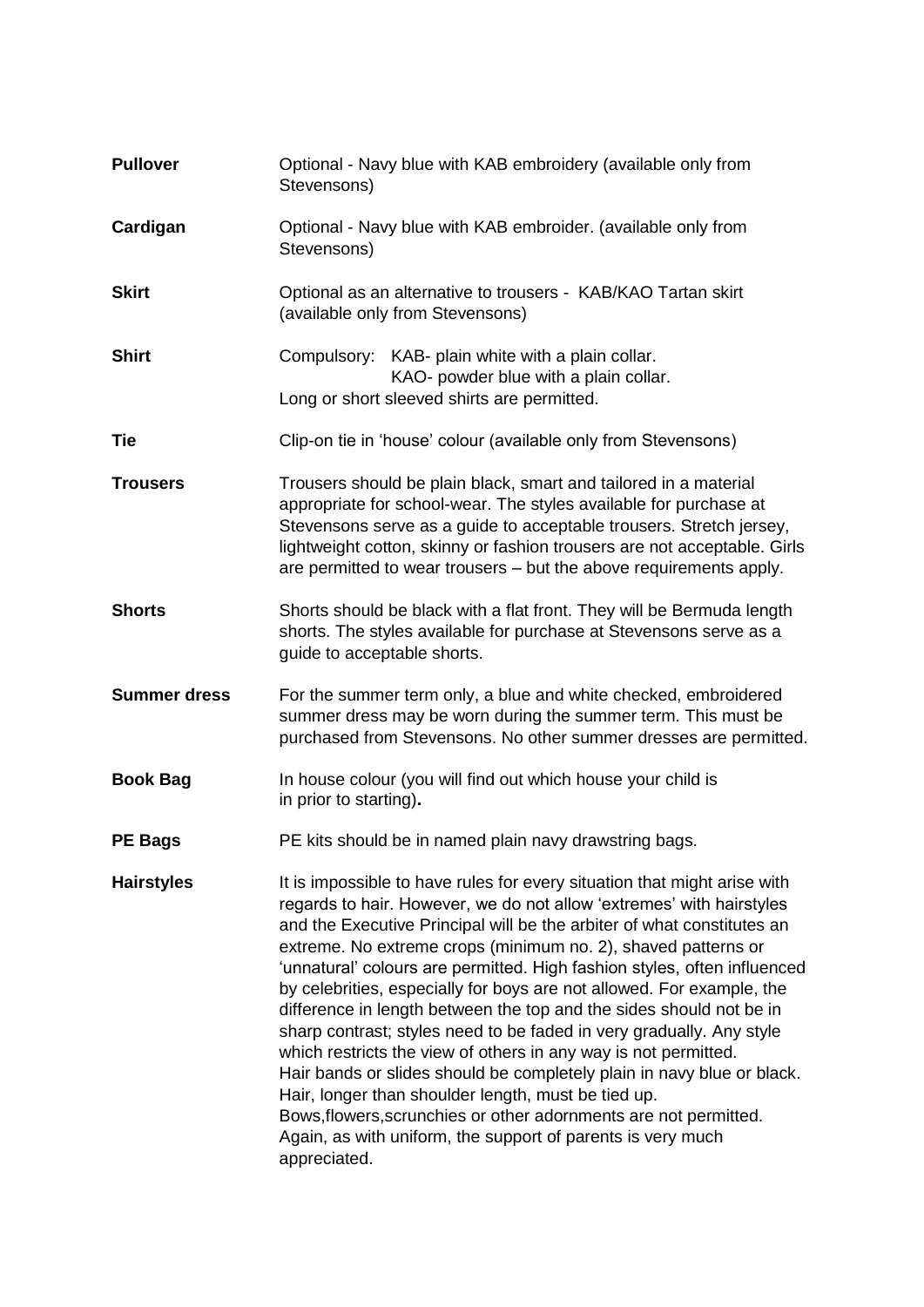| | |
|---|---|
| **Pullover** | Optional - Navy blue with KAB embroidery (available only from Stevensons) |
| **Cardigan** | Optional - Navy blue with KAB embroider. (available only from Stevensons) |
| **Skirt** | Optional as an alternative to trousers - KAB/KAO Tartan skirt (available only from Stevensons) |
| **Shirt** | Compulsory: KAB- plain white with a plain collar.<br>KAO- powder blue with a plain collar.<br>Long or short sleeved shirts are permitted. |
| **Tie** | Clip-on tie in 'house' colour (available only from Stevensons) |
| **Trousers** | Trousers should be plain black, smart and tailored in a material appropriate for school-wear. The styles available for purchase at Stevensons serve as a guide to acceptable trousers. Stretch jersey, lightweight cotton, skinny or fashion trousers are not acceptable. Girls are permitted to wear trousers – but the above requirements apply. |
| **Shorts** | Shorts should be black with a flat front. They will be Bermuda length shorts. The styles available for purchase at Stevensons serve as a guide to acceptable shorts. |
| **Summer dress** | For the summer term only, a blue and white checked, embroidered summer dress may be worn during the summer term. This must be purchased from Stevensons. No other summer dresses are permitted. |
| **Book Bag** | In house colour (you will find out which house your child is in prior to starting)**.** |
| **PE Bags** | PE kits should be in named plain navy drawstring bags. |
| **Hairstyles** | It is impossible to have rules for every situation that might arise with regards to hair. However, we do not allow 'extremes' with hairstyles and the Executive Principal will be the arbiter of what constitutes an extreme. No extreme crops (minimum no. 2), shaved patterns or 'unnatural' colours are permitted. High fashion styles, often influenced by celebrities, especially for boys are not allowed. For example, the difference in length between the top and the sides should not be in sharp contrast; styles need to be faded in very gradually. Any style which restricts the view of others in any way is not permitted.<br>Hair bands or slides should be completely plain in navy blue or black.<br>Hair, longer than shoulder length, must be tied up.<br>Bows,flowers,scrunchies or other adornments are not permitted.<br>Again, as with uniform, the support of parents is very much appreciated. |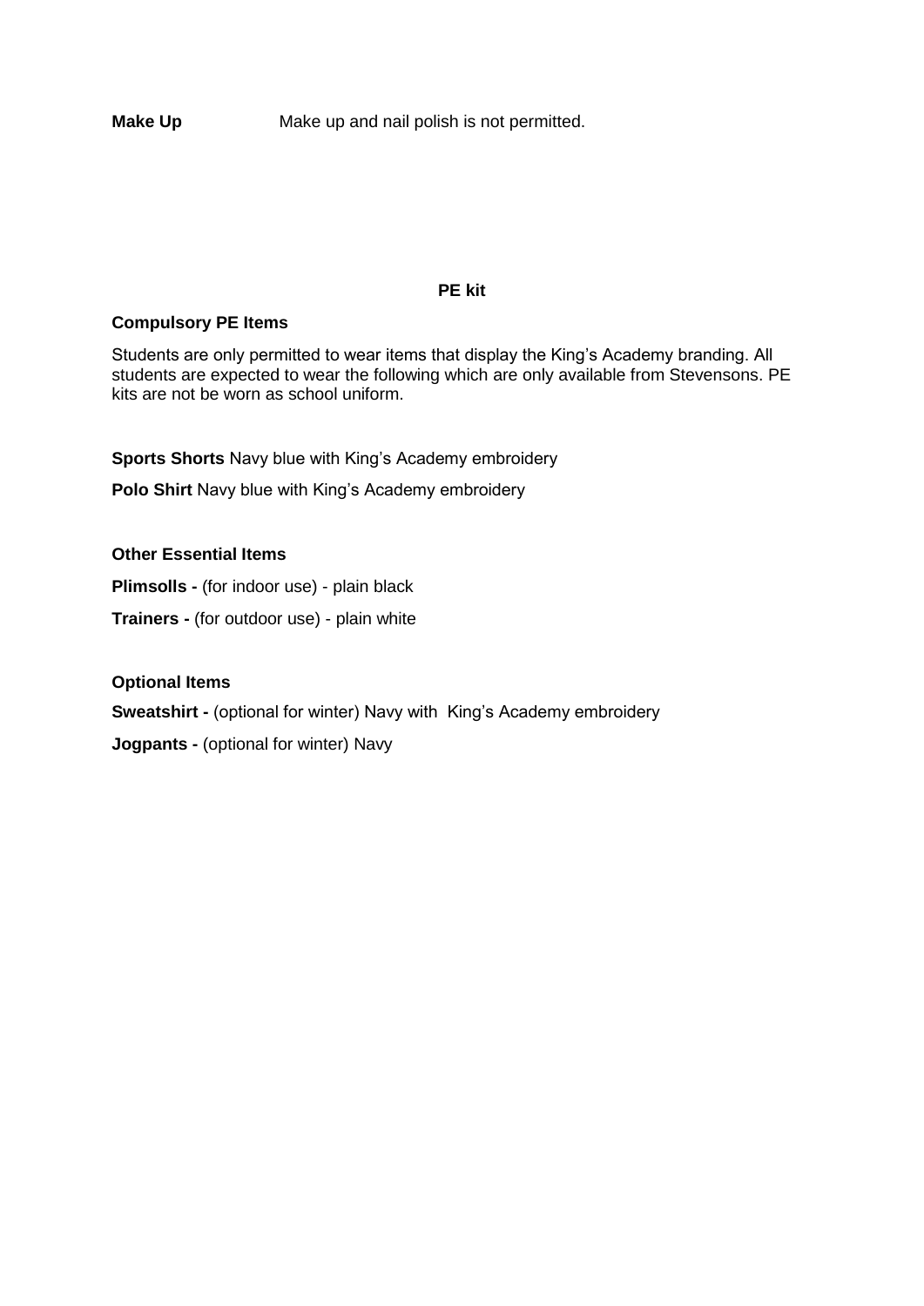**Make Up** Make up and nail polish is not permitted.

## PE kit

**Compulsory PE Items**

Students are only permitted to wear items that display the King's Academy branding. All students are expected to wear the following which are only available from Stevensons. PE kits are not be worn as school uniform.

**Sports Shorts** Navy blue with King's Academy embroidery

**Polo Shirt** Navy blue with King's Academy embroidery

**Other Essential Items**

**Plimsolls -** (for indoor use) - plain black

**Trainers -** (for outdoor use) - plain white

**Optional Items**

**Sweatshirt -** (optional for winter) Navy with King's Academy embroidery

**Jogpants -** (optional for winter) Navy